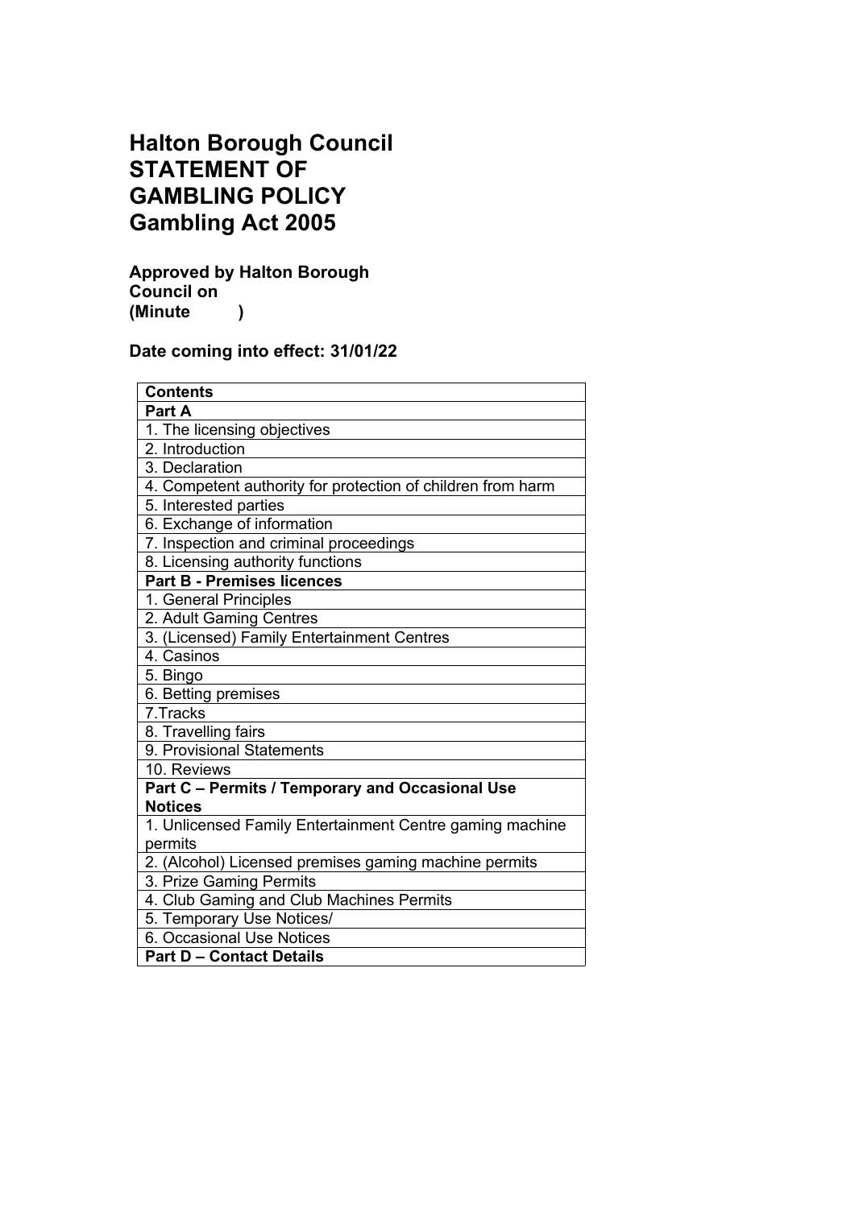# Halton Borough Council STATEMENT OF GAMBLING POLICY Gambling Act 2005

**Approved by Halton Borough Council on**
**(Minute )**

**Date coming into effect: 31/01/22**

| **Contents** |
|---|
| **Part A** |
| 1. The licensing objectives |
| 2. Introduction |
| 3. Declaration |
| 4. Competent authority for protection of children from harm |
| 5. Interested parties |
| 6. Exchange of information |
| 7. Inspection and criminal proceedings |
| 8. Licensing authority functions |
| **Part B - Premises licences** |
| 1. General Principles |
| 2. Adult Gaming Centres |
| 3. (Licensed) Family Entertainment Centres |
| 4. Casinos |
| 5. Bingo |
| 6. Betting premises |
| 7.Tracks |
| 8. Travelling fairs |
| 9. Provisional Statements |
| 10. Reviews |
| **Part C – Permits / Temporary and Occasional Use Notices** |
| 1. Unlicensed Family Entertainment Centre gaming machine permits |
| 2. (Alcohol) Licensed premises gaming machine permits |
| 3. Prize Gaming Permits |
| 4. Club Gaming and Club Machines Permits |
| 5. Temporary Use Notices/ |
| 6. Occasional Use Notices |
| **Part D – Contact Details** |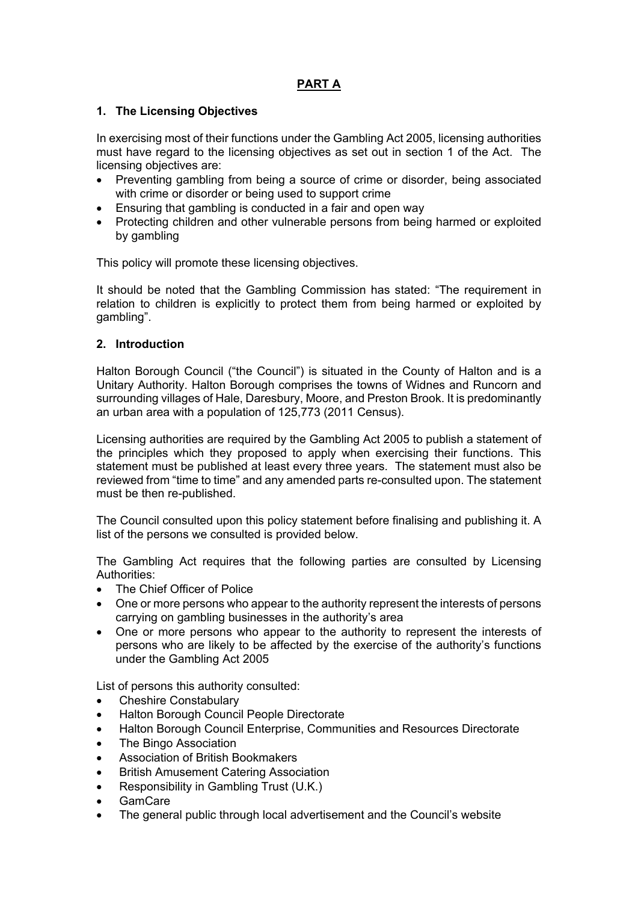# PART A

## 1. The Licensing Objectives

In exercising most of their functions under the Gambling Act 2005, licensing authorities must have regard to the licensing objectives as set out in section 1 of the Act. The licensing objectives are:

- Preventing gambling from being a source of crime or disorder, being associated with crime or disorder or being used to support crime
- Ensuring that gambling is conducted in a fair and open way
- Protecting children and other vulnerable persons from being harmed or exploited by gambling

This policy will promote these licensing objectives.

It should be noted that the Gambling Commission has stated: "The requirement in relation to children is explicitly to protect them from being harmed or exploited by gambling".

## 2. Introduction

Halton Borough Council ("the Council") is situated in the County of Halton and is a Unitary Authority. Halton Borough comprises the towns of Widnes and Runcorn and surrounding villages of Hale, Daresbury, Moore, and Preston Brook. It is predominantly an urban area with a population of 125,773 (2011 Census).

Licensing authorities are required by the Gambling Act 2005 to publish a statement of the principles which they proposed to apply when exercising their functions. This statement must be published at least every three years. The statement must also be reviewed from "time to time" and any amended parts re-consulted upon. The statement must be then re-published.

The Council consulted upon this policy statement before finalising and publishing it. A list of the persons we consulted is provided below.

The Gambling Act requires that the following parties are consulted by Licensing Authorities:

- The Chief Officer of Police
- One or more persons who appear to the authority represent the interests of persons carrying on gambling businesses in the authority's area
- One or more persons who appear to the authority to represent the interests of persons who are likely to be affected by the exercise of the authority's functions under the Gambling Act 2005

List of persons this authority consulted:

- Cheshire Constabulary
- Halton Borough Council People Directorate
- Halton Borough Council Enterprise, Communities and Resources Directorate
- The Bingo Association
- Association of British Bookmakers
- British Amusement Catering Association
- Responsibility in Gambling Trust (U.K.)
- GamCare
- The general public through local advertisement and the Council's website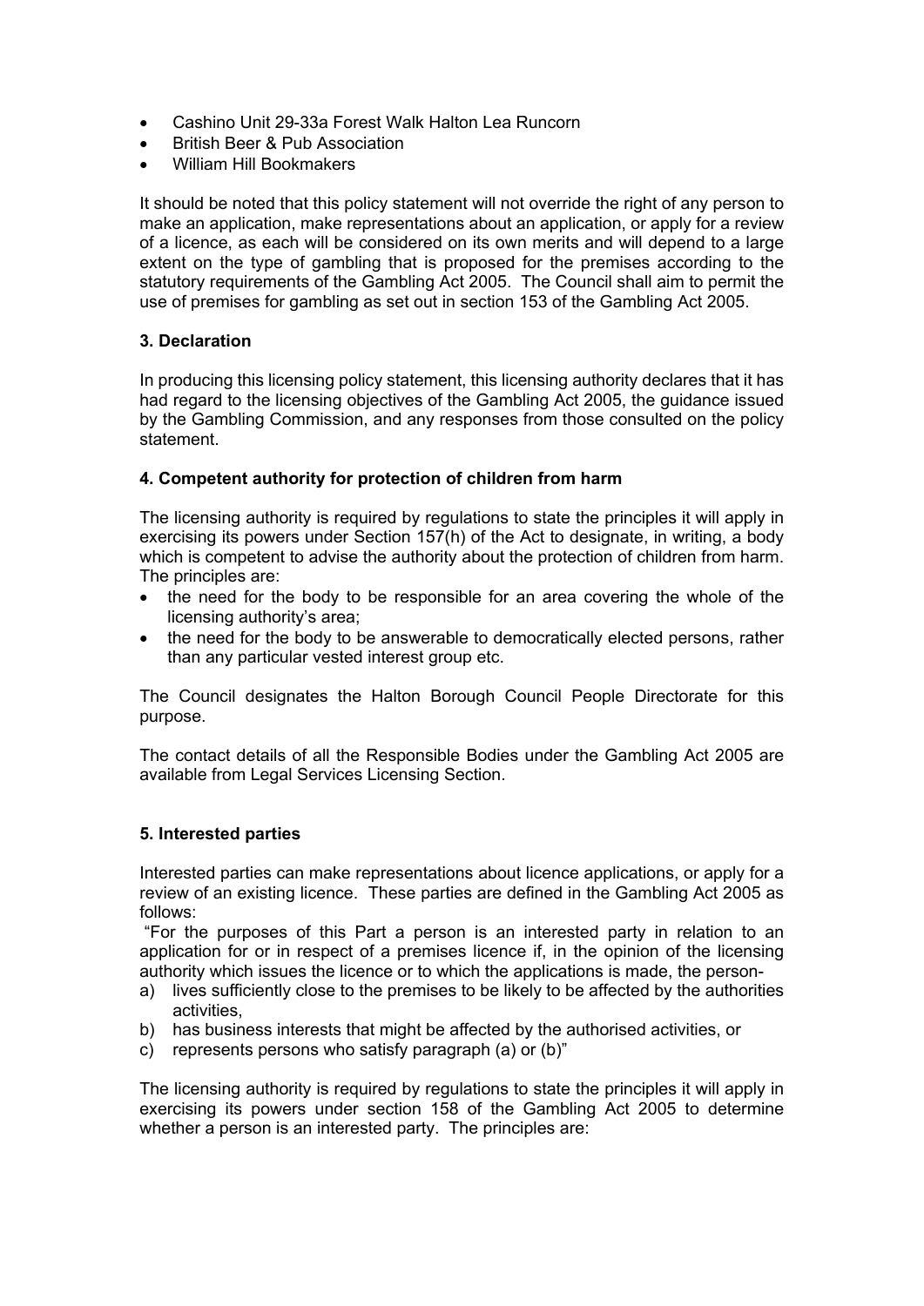- Cashino Unit 29-33a Forest Walk Halton Lea Runcorn
- British Beer & Pub Association
- William Hill Bookmakers

It should be noted that this policy statement will not override the right of any person to make an application, make representations about an application, or apply for a review of a licence, as each will be considered on its own merits and will depend to a large extent on the type of gambling that is proposed for the premises according to the statutory requirements of the Gambling Act 2005. The Council shall aim to permit the use of premises for gambling as set out in section 153 of the Gambling Act 2005.

### 3. Declaration

In producing this licensing policy statement, this licensing authority declares that it has had regard to the licensing objectives of the Gambling Act 2005, the guidance issued by the Gambling Commission, and any responses from those consulted on the policy statement.

### 4. Competent authority for protection of children from harm

The licensing authority is required by regulations to state the principles it will apply in exercising its powers under Section 157(h) of the Act to designate, in writing, a body which is competent to advise the authority about the protection of children from harm. The principles are:

- the need for the body to be responsible for an area covering the whole of the licensing authority's area;
- the need for the body to be answerable to democratically elected persons, rather than any particular vested interest group etc.

The Council designates the Halton Borough Council People Directorate for this purpose.

The contact details of all the Responsible Bodies under the Gambling Act 2005 are available from Legal Services Licensing Section.

### 5. Interested parties

Interested parties can make representations about licence applications, or apply for a review of an existing licence. These parties are defined in the Gambling Act 2005 as follows:

"For the purposes of this Part a person is an interested party in relation to an application for or in respect of a premises licence if, in the opinion of the licensing authority which issues the licence or to which the applications is made, the person-

a) lives sufficiently close to the premises to be likely to be affected by the authorities activities,
b) has business interests that might be affected by the authorised activities, or
c) represents persons who satisfy paragraph (a) or (b)"

The licensing authority is required by regulations to state the principles it will apply in exercising its powers under section 158 of the Gambling Act 2005 to determine whether a person is an interested party. The principles are: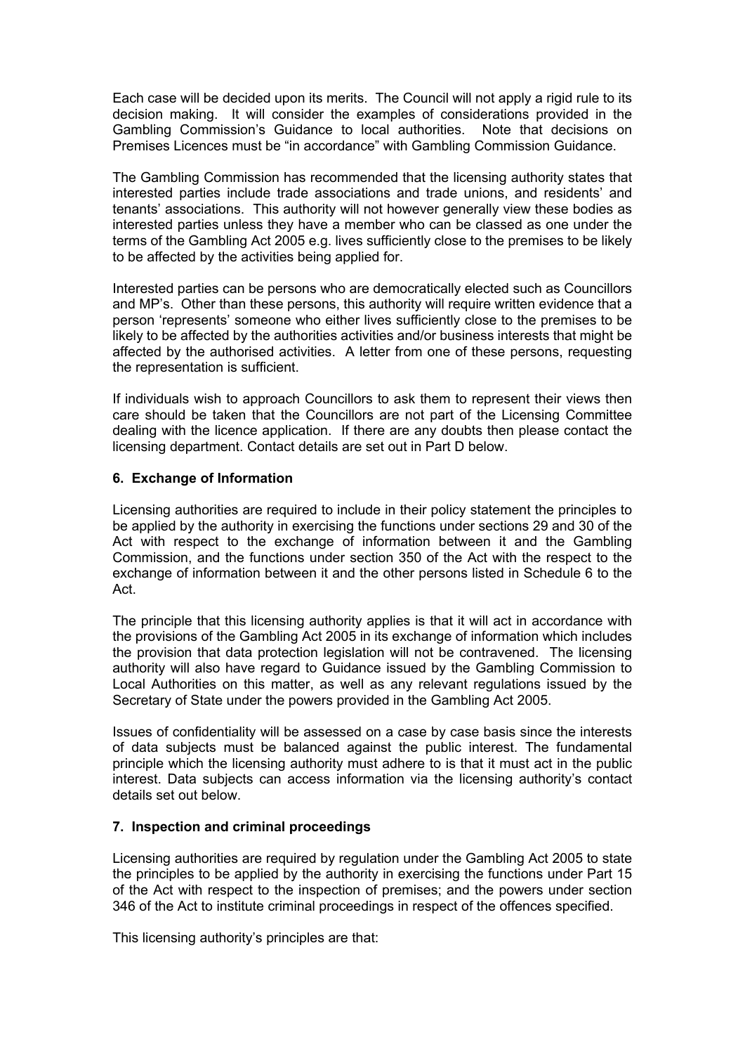Each case will be decided upon its merits. The Council will not apply a rigid rule to its decision making. It will consider the examples of considerations provided in the Gambling Commission's Guidance to local authorities. Note that decisions on Premises Licences must be "in accordance" with Gambling Commission Guidance.

The Gambling Commission has recommended that the licensing authority states that interested parties include trade associations and trade unions, and residents' and tenants' associations. This authority will not however generally view these bodies as interested parties unless they have a member who can be classed as one under the terms of the Gambling Act 2005 e.g. lives sufficiently close to the premises to be likely to be affected by the activities being applied for.

Interested parties can be persons who are democratically elected such as Councillors and MP's. Other than these persons, this authority will require written evidence that a person 'represents' someone who either lives sufficiently close to the premises to be likely to be affected by the authorities activities and/or business interests that might be affected by the authorised activities. A letter from one of these persons, requesting the representation is sufficient.

If individuals wish to approach Councillors to ask them to represent their views then care should be taken that the Councillors are not part of the Licensing Committee dealing with the licence application. If there are any doubts then please contact the licensing department. Contact details are set out in Part D below.

### 6. Exchange of Information

Licensing authorities are required to include in their policy statement the principles to be applied by the authority in exercising the functions under sections 29 and 30 of the Act with respect to the exchange of information between it and the Gambling Commission, and the functions under section 350 of the Act with the respect to the exchange of information between it and the other persons listed in Schedule 6 to the Act.

The principle that this licensing authority applies is that it will act in accordance with the provisions of the Gambling Act 2005 in its exchange of information which includes the provision that data protection legislation will not be contravened. The licensing authority will also have regard to Guidance issued by the Gambling Commission to Local Authorities on this matter, as well as any relevant regulations issued by the Secretary of State under the powers provided in the Gambling Act 2005.

Issues of confidentiality will be assessed on a case by case basis since the interests of data subjects must be balanced against the public interest. The fundamental principle which the licensing authority must adhere to is that it must act in the public interest. Data subjects can access information via the licensing authority's contact details set out below.

### 7. Inspection and criminal proceedings

Licensing authorities are required by regulation under the Gambling Act 2005 to state the principles to be applied by the authority in exercising the functions under Part 15 of the Act with respect to the inspection of premises; and the powers under section 346 of the Act to institute criminal proceedings in respect of the offences specified.

This licensing authority's principles are that: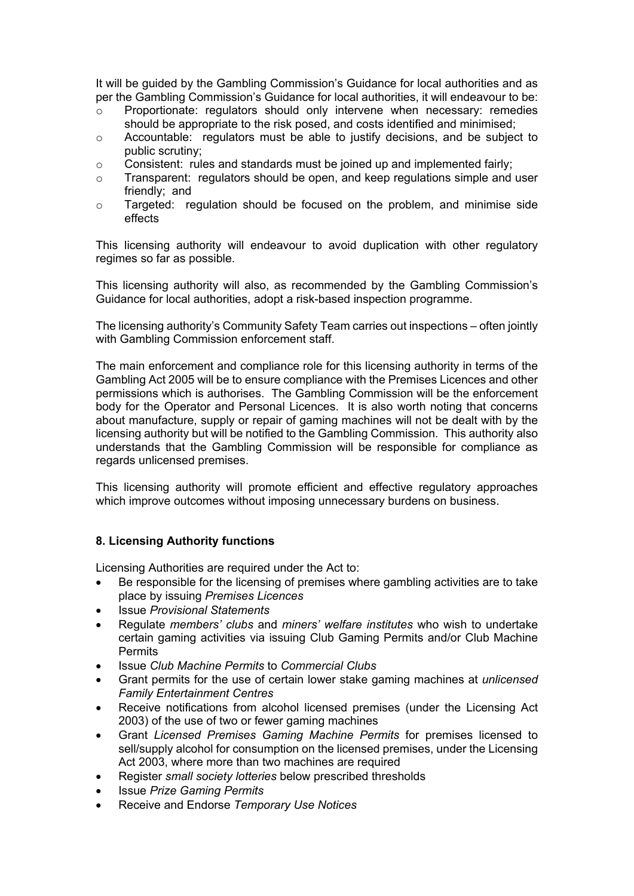It will be guided by the Gambling Commission's Guidance for local authorities and as per the Gambling Commission's Guidance for local authorities, it will endeavour to be:

- Proportionate: regulators should only intervene when necessary: remedies should be appropriate to the risk posed, and costs identified and minimised;
- Accountable: regulators must be able to justify decisions, and be subject to public scrutiny;
- Consistent: rules and standards must be joined up and implemented fairly;
- Transparent: regulators should be open, and keep regulations simple and user friendly; and
- Targeted: regulation should be focused on the problem, and minimise side effects

This licensing authority will endeavour to avoid duplication with other regulatory regimes so far as possible.

This licensing authority will also, as recommended by the Gambling Commission's Guidance for local authorities, adopt a risk-based inspection programme.

The licensing authority's Community Safety Team carries out inspections – often jointly with Gambling Commission enforcement staff.

The main enforcement and compliance role for this licensing authority in terms of the Gambling Act 2005 will be to ensure compliance with the Premises Licences and other permissions which is authorises. The Gambling Commission will be the enforcement body for the Operator and Personal Licences. It is also worth noting that concerns about manufacture, supply or repair of gaming machines will not be dealt with by the licensing authority but will be notified to the Gambling Commission. This authority also understands that the Gambling Commission will be responsible for compliance as regards unlicensed premises.

This licensing authority will promote efficient and effective regulatory approaches which improve outcomes without imposing unnecessary burdens on business.

## 8. Licensing Authority functions

Licensing Authorities are required under the Act to:

- Be responsible for the licensing of premises where gambling activities are to take place by issuing *Premises Licences*
- Issue *Provisional Statements*
- Regulate *members' clubs* and *miners' welfare institutes* who wish to undertake certain gaming activities via issuing Club Gaming Permits and/or Club Machine Permits
- Issue *Club Machine Permits* to *Commercial Clubs*
- Grant permits for the use of certain lower stake gaming machines at *unlicensed Family Entertainment Centres*
- Receive notifications from alcohol licensed premises (under the Licensing Act 2003) of the use of two or fewer gaming machines
- Grant *Licensed Premises Gaming Machine Permits* for premises licensed to sell/supply alcohol for consumption on the licensed premises, under the Licensing Act 2003, where more than two machines are required
- Register *small society lotteries* below prescribed thresholds
- Issue *Prize Gaming Permits*
- Receive and Endorse *Temporary Use Notices*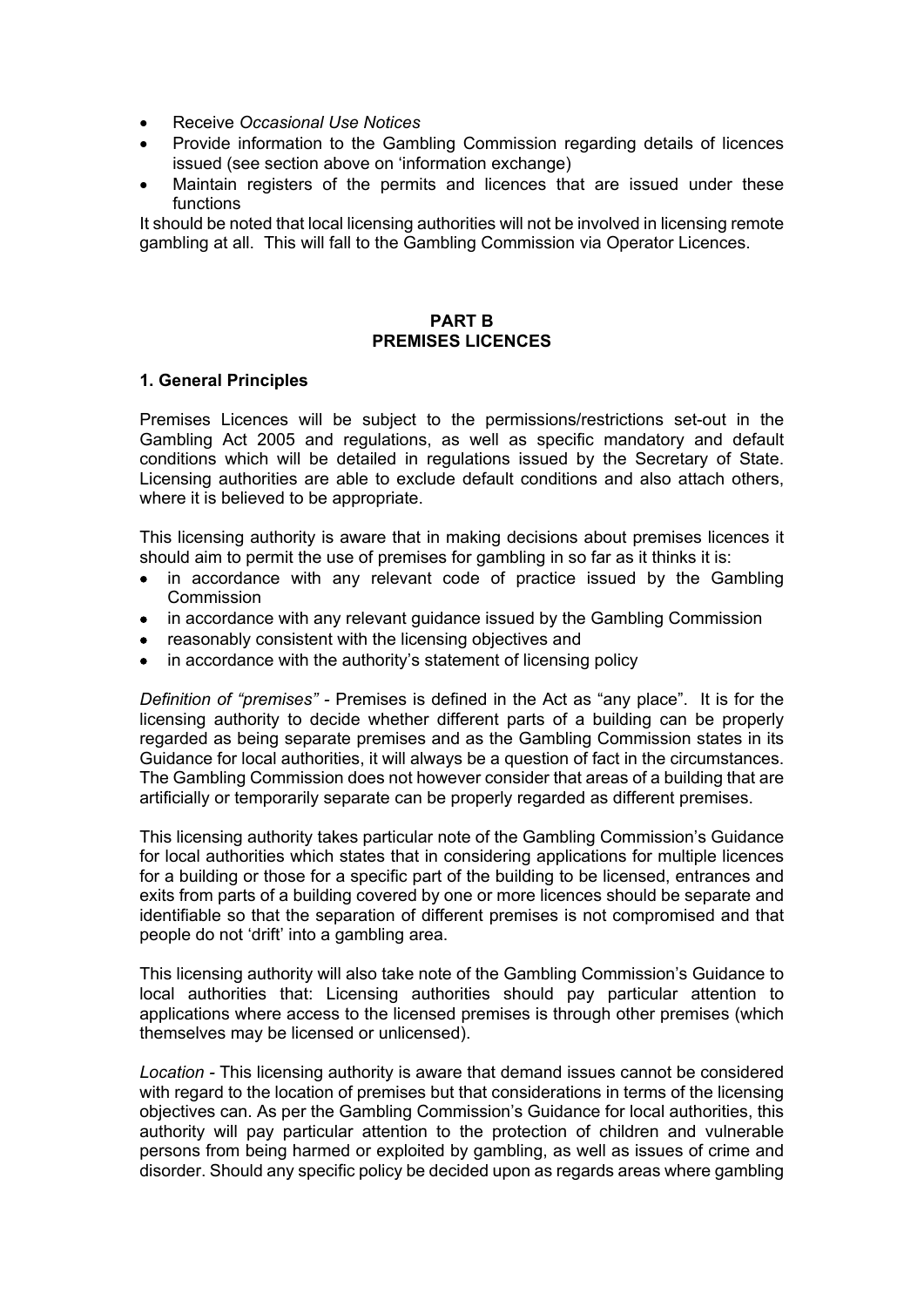- Receive *Occasional Use Notices*
- Provide information to the Gambling Commission regarding details of licences issued (see section above on 'information exchange)
- Maintain registers of the permits and licences that are issued under these functions

It should be noted that local licensing authorities will not be involved in licensing remote gambling at all. This will fall to the Gambling Commission via Operator Licences.

## PART B
## PREMISES LICENCES

### 1. General Principles

Premises Licences will be subject to the permissions/restrictions set-out in the Gambling Act 2005 and regulations, as well as specific mandatory and default conditions which will be detailed in regulations issued by the Secretary of State. Licensing authorities are able to exclude default conditions and also attach others, where it is believed to be appropriate.

This licensing authority is aware that in making decisions about premises licences it should aim to permit the use of premises for gambling in so far as it thinks it is:

- in accordance with any relevant code of practice issued by the Gambling Commission
- in accordance with any relevant guidance issued by the Gambling Commission
- reasonably consistent with the licensing objectives and
- in accordance with the authority's statement of licensing policy

*Definition of "premises"* - Premises is defined in the Act as "any place". It is for the licensing authority to decide whether different parts of a building can be properly regarded as being separate premises and as the Gambling Commission states in its Guidance for local authorities, it will always be a question of fact in the circumstances. The Gambling Commission does not however consider that areas of a building that are artificially or temporarily separate can be properly regarded as different premises.

This licensing authority takes particular note of the Gambling Commission's Guidance for local authorities which states that in considering applications for multiple licences for a building or those for a specific part of the building to be licensed, entrances and exits from parts of a building covered by one or more licences should be separate and identifiable so that the separation of different premises is not compromised and that people do not 'drift' into a gambling area.

This licensing authority will also take note of the Gambling Commission's Guidance to local authorities that: Licensing authorities should pay particular attention to applications where access to the licensed premises is through other premises (which themselves may be licensed or unlicensed).

*Location* - This licensing authority is aware that demand issues cannot be considered with regard to the location of premises but that considerations in terms of the licensing objectives can. As per the Gambling Commission's Guidance for local authorities, this authority will pay particular attention to the protection of children and vulnerable persons from being harmed or exploited by gambling, as well as issues of crime and disorder. Should any specific policy be decided upon as regards areas where gambling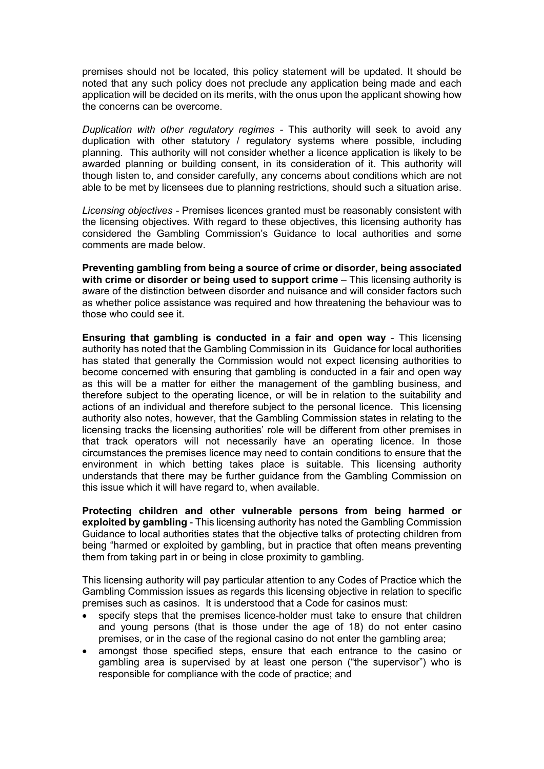premises should not be located, this policy statement will be updated. It should be noted that any such policy does not preclude any application being made and each application will be decided on its merits, with the onus upon the applicant showing how the concerns can be overcome.

*Duplication with other regulatory regimes* - This authority will seek to avoid any duplication with other statutory / regulatory systems where possible, including planning. This authority will not consider whether a licence application is likely to be awarded planning or building consent, in its consideration of it. This authority will though listen to, and consider carefully, any concerns about conditions which are not able to be met by licensees due to planning restrictions, should such a situation arise.

*Licensing objectives* - Premises licences granted must be reasonably consistent with the licensing objectives. With regard to these objectives, this licensing authority has considered the Gambling Commission's Guidance to local authorities and some comments are made below.

**Preventing gambling from being a source of crime or disorder, being associated with crime or disorder or being used to support crime** – This licensing authority is aware of the distinction between disorder and nuisance and will consider factors such as whether police assistance was required and how threatening the behaviour was to those who could see it.

**Ensuring that gambling is conducted in a fair and open way** - This licensing authority has noted that the Gambling Commission in its Guidance for local authorities has stated that generally the Commission would not expect licensing authorities to become concerned with ensuring that gambling is conducted in a fair and open way as this will be a matter for either the management of the gambling business, and therefore subject to the operating licence, or will be in relation to the suitability and actions of an individual and therefore subject to the personal licence. This licensing authority also notes, however, that the Gambling Commission states in relating to the licensing tracks the licensing authorities' role will be different from other premises in that track operators will not necessarily have an operating licence. In those circumstances the premises licence may need to contain conditions to ensure that the environment in which betting takes place is suitable. This licensing authority understands that there may be further guidance from the Gambling Commission on this issue which it will have regard to, when available.

**Protecting children and other vulnerable persons from being harmed or exploited by gambling** - This licensing authority has noted the Gambling Commission Guidance to local authorities states that the objective talks of protecting children from being "harmed or exploited by gambling, but in practice that often means preventing them from taking part in or being in close proximity to gambling.

This licensing authority will pay particular attention to any Codes of Practice which the Gambling Commission issues as regards this licensing objective in relation to specific premises such as casinos. It is understood that a Code for casinos must:

- specify steps that the premises licence-holder must take to ensure that children and young persons (that is those under the age of 18) do not enter casino premises, or in the case of the regional casino do not enter the gambling area;
- amongst those specified steps, ensure that each entrance to the casino or gambling area is supervised by at least one person ("the supervisor") who is responsible for compliance with the code of practice; and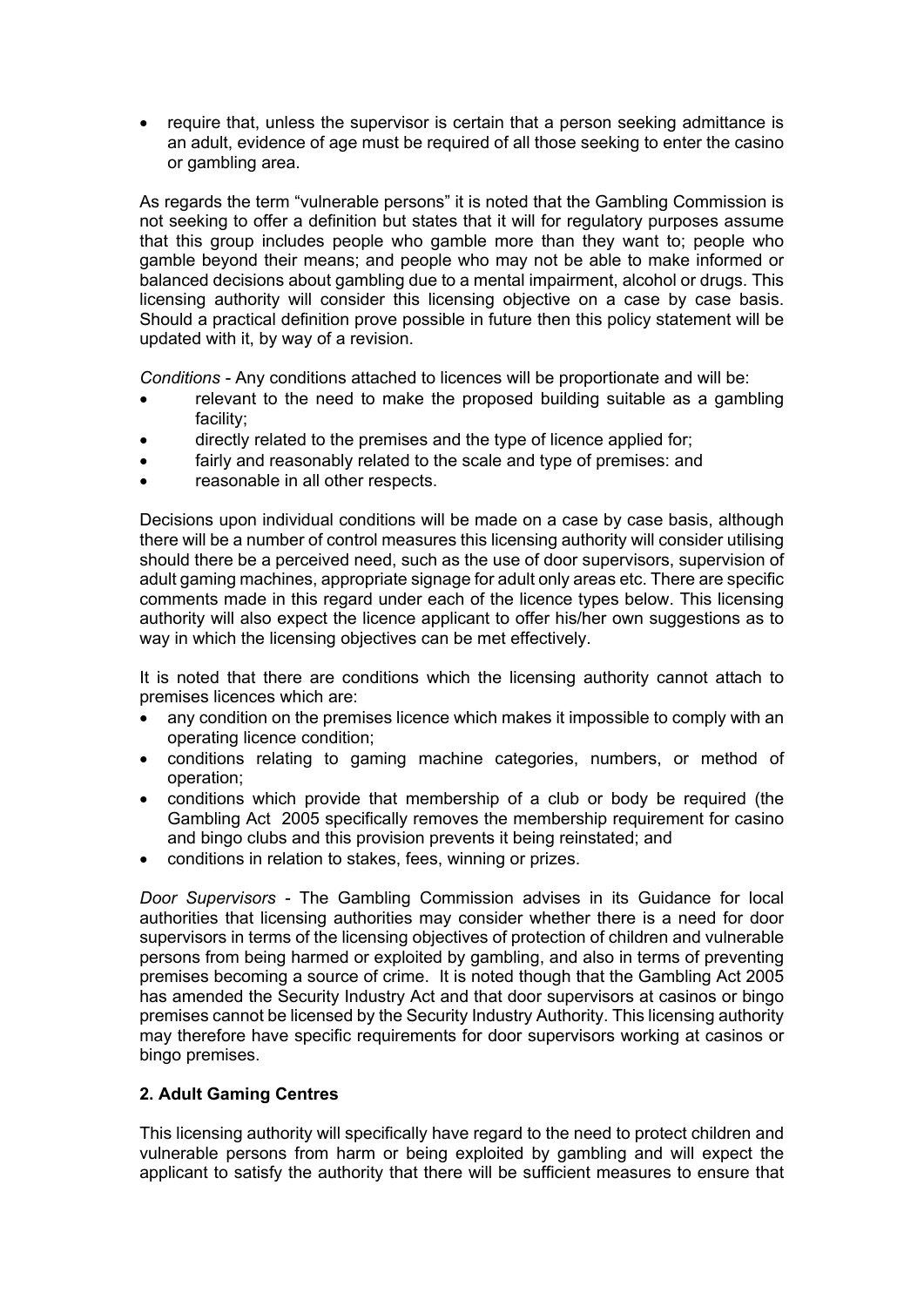- require that, unless the supervisor is certain that a person seeking admittance is an adult, evidence of age must be required of all those seeking to enter the casino or gambling area.

As regards the term "vulnerable persons" it is noted that the Gambling Commission is not seeking to offer a definition but states that it will for regulatory purposes assume that this group includes people who gamble more than they want to; people who gamble beyond their means; and people who may not be able to make informed or balanced decisions about gambling due to a mental impairment, alcohol or drugs. This licensing authority will consider this licensing objective on a case by case basis. Should a practical definition prove possible in future then this policy statement will be updated with it, by way of a revision.

*Conditions* - Any conditions attached to licences will be proportionate and will be:

- relevant to the need to make the proposed building suitable as a gambling facility;
- directly related to the premises and the type of licence applied for;
- fairly and reasonably related to the scale and type of premises: and
- reasonable in all other respects.

Decisions upon individual conditions will be made on a case by case basis, although there will be a number of control measures this licensing authority will consider utilising should there be a perceived need, such as the use of door supervisors, supervision of adult gaming machines, appropriate signage for adult only areas etc. There are specific comments made in this regard under each of the licence types below. This licensing authority will also expect the licence applicant to offer his/her own suggestions as to way in which the licensing objectives can be met effectively.

It is noted that there are conditions which the licensing authority cannot attach to premises licences which are:

- any condition on the premises licence which makes it impossible to comply with an operating licence condition;
- conditions relating to gaming machine categories, numbers, or method of operation;
- conditions which provide that membership of a club or body be required (the Gambling Act 2005 specifically removes the membership requirement for casino and bingo clubs and this provision prevents it being reinstated; and
- conditions in relation to stakes, fees, winning or prizes.

*Door Supervisors* - The Gambling Commission advises in its Guidance for local authorities that licensing authorities may consider whether there is a need for door supervisors in terms of the licensing objectives of protection of children and vulnerable persons from being harmed or exploited by gambling, and also in terms of preventing premises becoming a source of crime. It is noted though that the Gambling Act 2005 has amended the Security Industry Act and that door supervisors at casinos or bingo premises cannot be licensed by the Security Industry Authority. This licensing authority may therefore have specific requirements for door supervisors working at casinos or bingo premises.

**2. Adult Gaming Centres**

This licensing authority will specifically have regard to the need to protect children and vulnerable persons from harm or being exploited by gambling and will expect the applicant to satisfy the authority that there will be sufficient measures to ensure that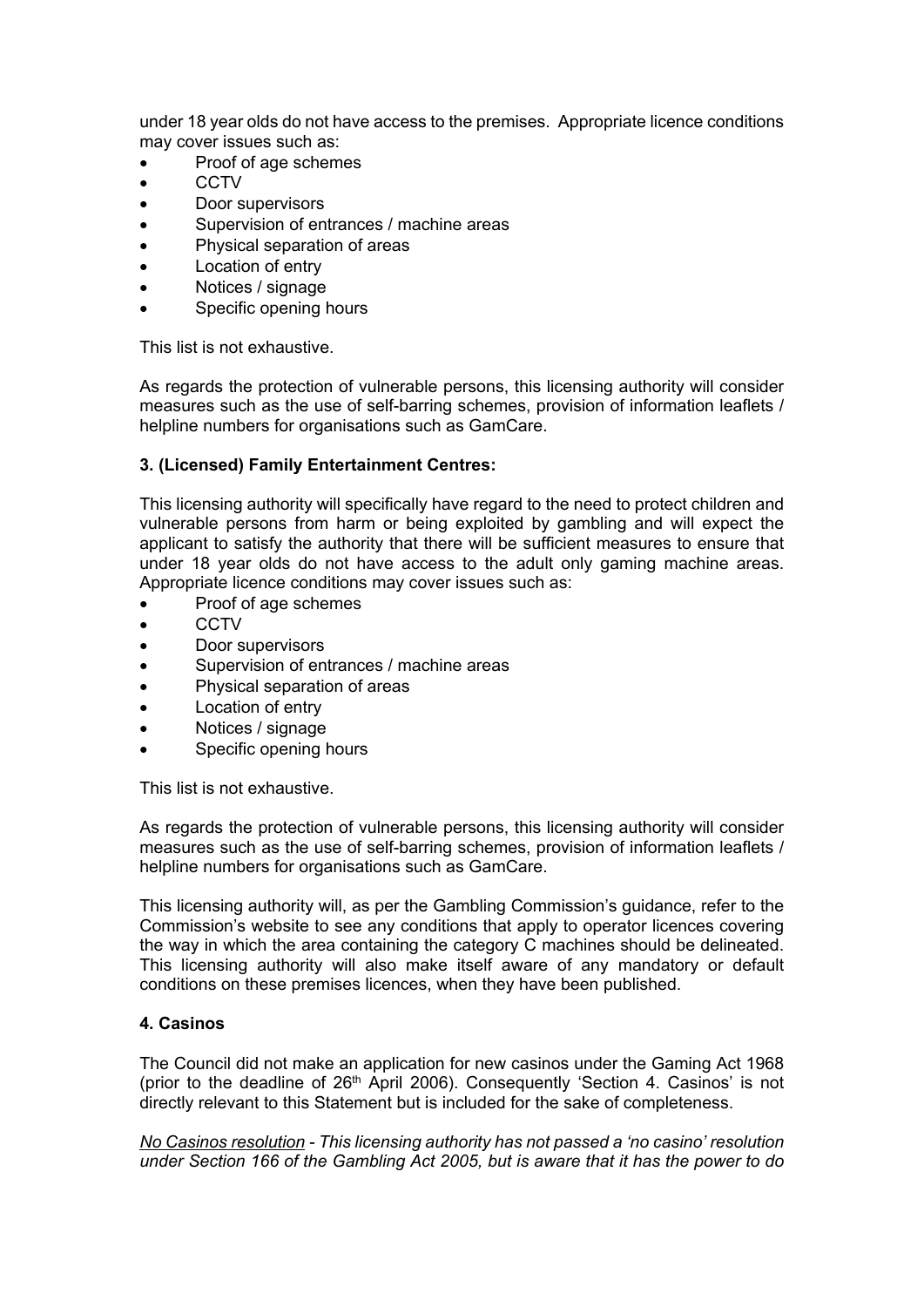under 18 year olds do not have access to the premises. Appropriate licence conditions may cover issues such as:

- Proof of age schemes
- CCTV
- Door supervisors
- Supervision of entrances / machine areas
- Physical separation of areas
- Location of entry
- Notices / signage
- Specific opening hours

This list is not exhaustive.

As regards the protection of vulnerable persons, this licensing authority will consider measures such as the use of self-barring schemes, provision of information leaflets / helpline numbers for organisations such as GamCare.

**3. (Licensed) Family Entertainment Centres:**

This licensing authority will specifically have regard to the need to protect children and vulnerable persons from harm or being exploited by gambling and will expect the applicant to satisfy the authority that there will be sufficient measures to ensure that under 18 year olds do not have access to the adult only gaming machine areas. Appropriate licence conditions may cover issues such as:

- Proof of age schemes
- CCTV
- Door supervisors
- Supervision of entrances / machine areas
- Physical separation of areas
- Location of entry
- Notices / signage
- Specific opening hours

This list is not exhaustive.

As regards the protection of vulnerable persons, this licensing authority will consider measures such as the use of self-barring schemes, provision of information leaflets / helpline numbers for organisations such as GamCare.

This licensing authority will, as per the Gambling Commission's guidance, refer to the Commission's website to see any conditions that apply to operator licences covering the way in which the area containing the category C machines should be delineated. This licensing authority will also make itself aware of any mandatory or default conditions on these premises licences, when they have been published.

**4. Casinos**

The Council did not make an application for new casinos under the Gaming Act 1968 (prior to the deadline of 26th April 2006). Consequently 'Section 4. Casinos' is not directly relevant to this Statement but is included for the sake of completeness.

*No Casinos resolution* - *This licensing authority has not passed a 'no casino' resolution under Section 166 of the Gambling Act 2005, but is aware that it has the power to do*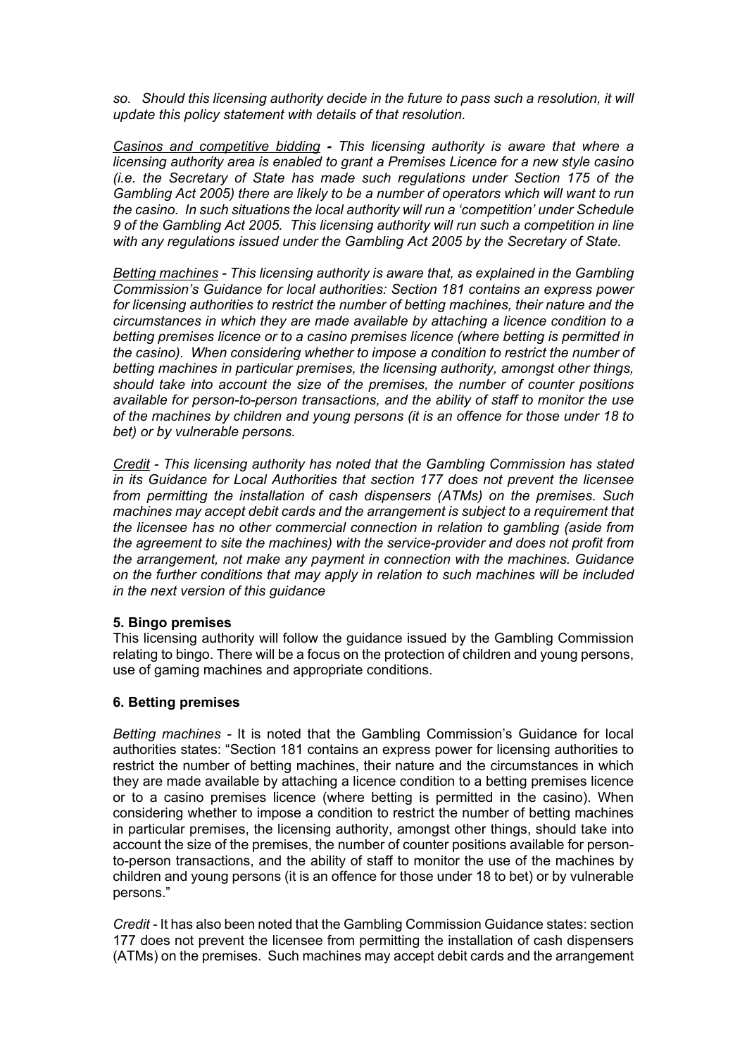*so. Should this licensing authority decide in the future to pass such a resolution, it will update this policy statement with details of that resolution.*

*Casinos and competitive bidding* ***-*** *This licensing authority is aware that where a licensing authority area is enabled to grant a Premises Licence for a new style casino (i.e. the Secretary of State has made such regulations under Section 175 of the Gambling Act 2005) there are likely to be a number of operators which will want to run the casino. In such situations the local authority will run a 'competition' under Schedule 9 of the Gambling Act 2005. This licensing authority will run such a competition in line with any regulations issued under the Gambling Act 2005 by the Secretary of State.*

*Betting machines - This licensing authority is aware that, as explained in the Gambling Commission's Guidance for local authorities: Section 181 contains an express power for licensing authorities to restrict the number of betting machines, their nature and the circumstances in which they are made available by attaching a licence condition to a betting premises licence or to a casino premises licence (where betting is permitted in the casino). When considering whether to impose a condition to restrict the number of betting machines in particular premises, the licensing authority, amongst other things, should take into account the size of the premises, the number of counter positions available for person-to-person transactions, and the ability of staff to monitor the use of the machines by children and young persons (it is an offence for those under 18 to bet) or by vulnerable persons.*

*Credit - This licensing authority has noted that the Gambling Commission has stated in its Guidance for Local Authorities that section 177 does not prevent the licensee from permitting the installation of cash dispensers (ATMs) on the premises. Such machines may accept debit cards and the arrangement is subject to a requirement that the licensee has no other commercial connection in relation to gambling (aside from the agreement to site the machines) with the service-provider and does not profit from the arrangement, not make any payment in connection with the machines. Guidance on the further conditions that may apply in relation to such machines will be included in the next version of this guidance*

**5. Bingo premises**

This licensing authority will follow the guidance issued by the Gambling Commission relating to bingo. There will be a focus on the protection of children and young persons, use of gaming machines and appropriate conditions.

**6. Betting premises**

*Betting machines* - It is noted that the Gambling Commission's Guidance for local authorities states: "Section 181 contains an express power for licensing authorities to restrict the number of betting machines, their nature and the circumstances in which they are made available by attaching a licence condition to a betting premises licence or to a casino premises licence (where betting is permitted in the casino). When considering whether to impose a condition to restrict the number of betting machines in particular premises, the licensing authority, amongst other things, should take into account the size of the premises, the number of counter positions available for person-to-person transactions, and the ability of staff to monitor the use of the machines by children and young persons (it is an offence for those under 18 to bet) or by vulnerable persons."

*Credit* - It has also been noted that the Gambling Commission Guidance states: section 177 does not prevent the licensee from permitting the installation of cash dispensers (ATMs) on the premises. Such machines may accept debit cards and the arrangement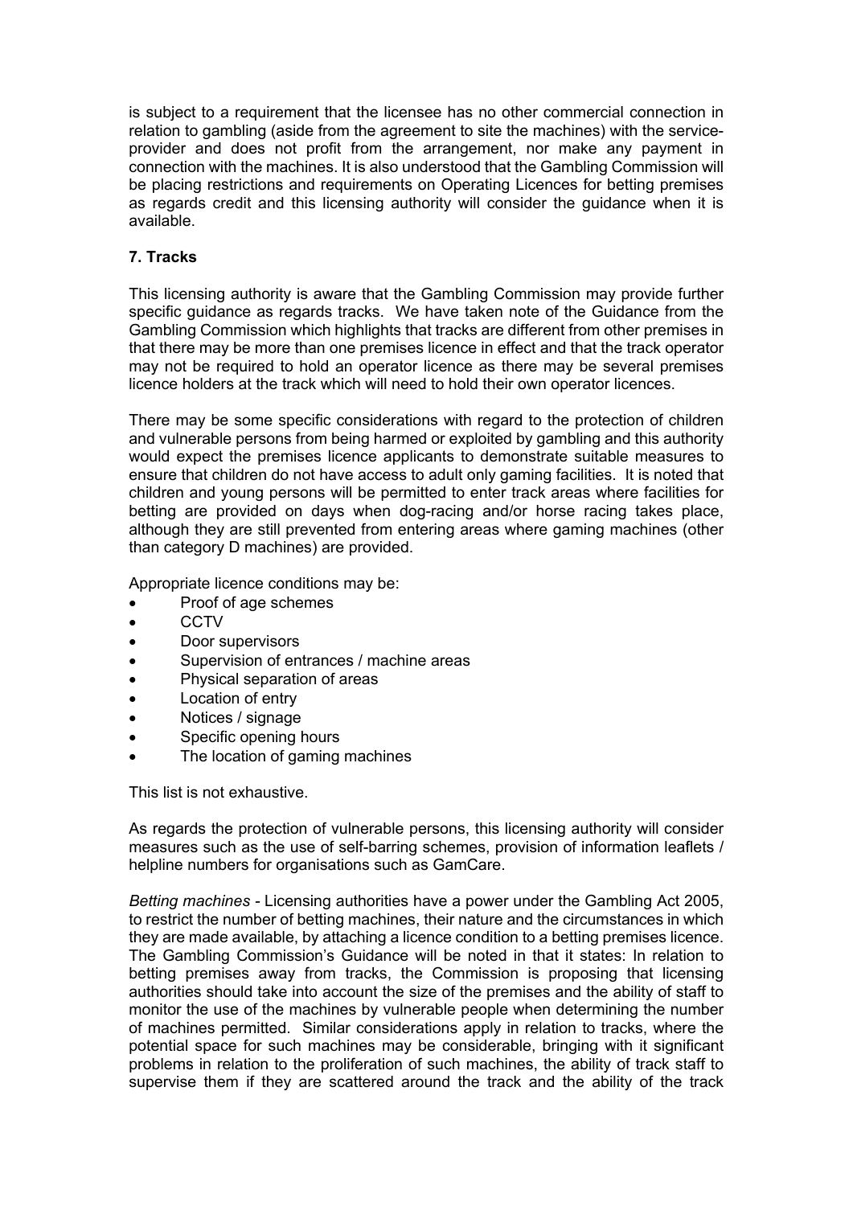is subject to a requirement that the licensee has no other commercial connection in relation to gambling (aside from the agreement to site the machines) with the service-provider and does not profit from the arrangement, nor make any payment in connection with the machines. It is also understood that the Gambling Commission will be placing restrictions and requirements on Operating Licences for betting premises as regards credit and this licensing authority will consider the guidance when it is available.

**7. Tracks**

This licensing authority is aware that the Gambling Commission may provide further specific guidance as regards tracks. We have taken note of the Guidance from the Gambling Commission which highlights that tracks are different from other premises in that there may be more than one premises licence in effect and that the track operator may not be required to hold an operator licence as there may be several premises licence holders at the track which will need to hold their own operator licences.

There may be some specific considerations with regard to the protection of children and vulnerable persons from being harmed or exploited by gambling and this authority would expect the premises licence applicants to demonstrate suitable measures to ensure that children do not have access to adult only gaming facilities. It is noted that children and young persons will be permitted to enter track areas where facilities for betting are provided on days when dog-racing and/or horse racing takes place, although they are still prevented from entering areas where gaming machines (other than category D machines) are provided.

Appropriate licence conditions may be:

- Proof of age schemes
- CCTV
- Door supervisors
- Supervision of entrances / machine areas
- Physical separation of areas
- Location of entry
- Notices / signage
- Specific opening hours
- The location of gaming machines

This list is not exhaustive.

As regards the protection of vulnerable persons, this licensing authority will consider measures such as the use of self-barring schemes, provision of information leaflets / helpline numbers for organisations such as GamCare.

*Betting machines* - Licensing authorities have a power under the Gambling Act 2005, to restrict the number of betting machines, their nature and the circumstances in which they are made available, by attaching a licence condition to a betting premises licence. The Gambling Commission's Guidance will be noted in that it states: In relation to betting premises away from tracks, the Commission is proposing that licensing authorities should take into account the size of the premises and the ability of staff to monitor the use of the machines by vulnerable people when determining the number of machines permitted. Similar considerations apply in relation to tracks, where the potential space for such machines may be considerable, bringing with it significant problems in relation to the proliferation of such machines, the ability of track staff to supervise them if they are scattered around the track and the ability of the track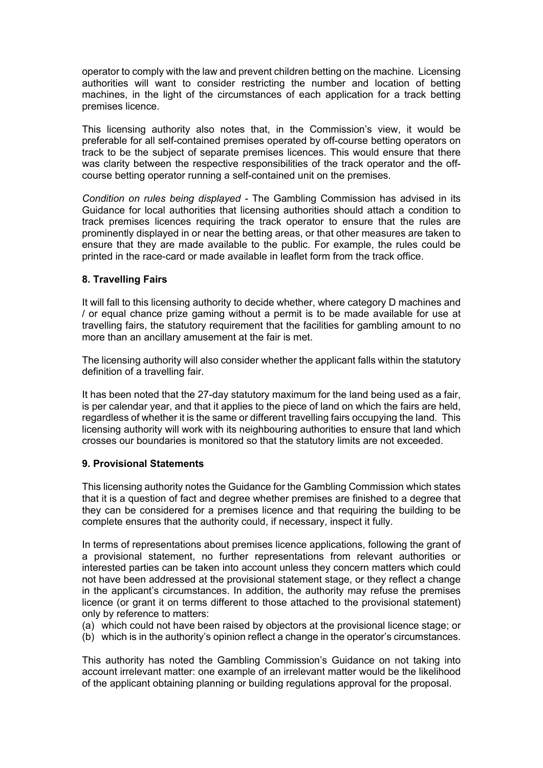operator to comply with the law and prevent children betting on the machine. Licensing authorities will want to consider restricting the number and location of betting machines, in the light of the circumstances of each application for a track betting premises licence.

This licensing authority also notes that, in the Commission's view, it would be preferable for all self-contained premises operated by off-course betting operators on track to be the subject of separate premises licences. This would ensure that there was clarity between the respective responsibilities of the track operator and the off-course betting operator running a self-contained unit on the premises.

*Condition on rules being displayed* - The Gambling Commission has advised in its Guidance for local authorities that licensing authorities should attach a condition to track premises licences requiring the track operator to ensure that the rules are prominently displayed in or near the betting areas, or that other measures are taken to ensure that they are made available to the public. For example, the rules could be printed in the race-card or made available in leaflet form from the track office.

### 8. Travelling Fairs

It will fall to this licensing authority to decide whether, where category D machines and / or equal chance prize gaming without a permit is to be made available for use at travelling fairs, the statutory requirement that the facilities for gambling amount to no more than an ancillary amusement at the fair is met.

The licensing authority will also consider whether the applicant falls within the statutory definition of a travelling fair.

It has been noted that the 27-day statutory maximum for the land being used as a fair, is per calendar year, and that it applies to the piece of land on which the fairs are held, regardless of whether it is the same or different travelling fairs occupying the land. This licensing authority will work with its neighbouring authorities to ensure that land which crosses our boundaries is monitored so that the statutory limits are not exceeded.

### 9. Provisional Statements

This licensing authority notes the Guidance for the Gambling Commission which states that it is a question of fact and degree whether premises are finished to a degree that they can be considered for a premises licence and that requiring the building to be complete ensures that the authority could, if necessary, inspect it fully.

In terms of representations about premises licence applications, following the grant of a provisional statement, no further representations from relevant authorities or interested parties can be taken into account unless they concern matters which could not have been addressed at the provisional statement stage, or they reflect a change in the applicant's circumstances. In addition, the authority may refuse the premises licence (or grant it on terms different to those attached to the provisional statement) only by reference to matters:

(a) which could not have been raised by objectors at the provisional licence stage; or
(b) which is in the authority's opinion reflect a change in the operator's circumstances.

This authority has noted the Gambling Commission's Guidance on not taking into account irrelevant matter: one example of an irrelevant matter would be the likelihood of the applicant obtaining planning or building regulations approval for the proposal.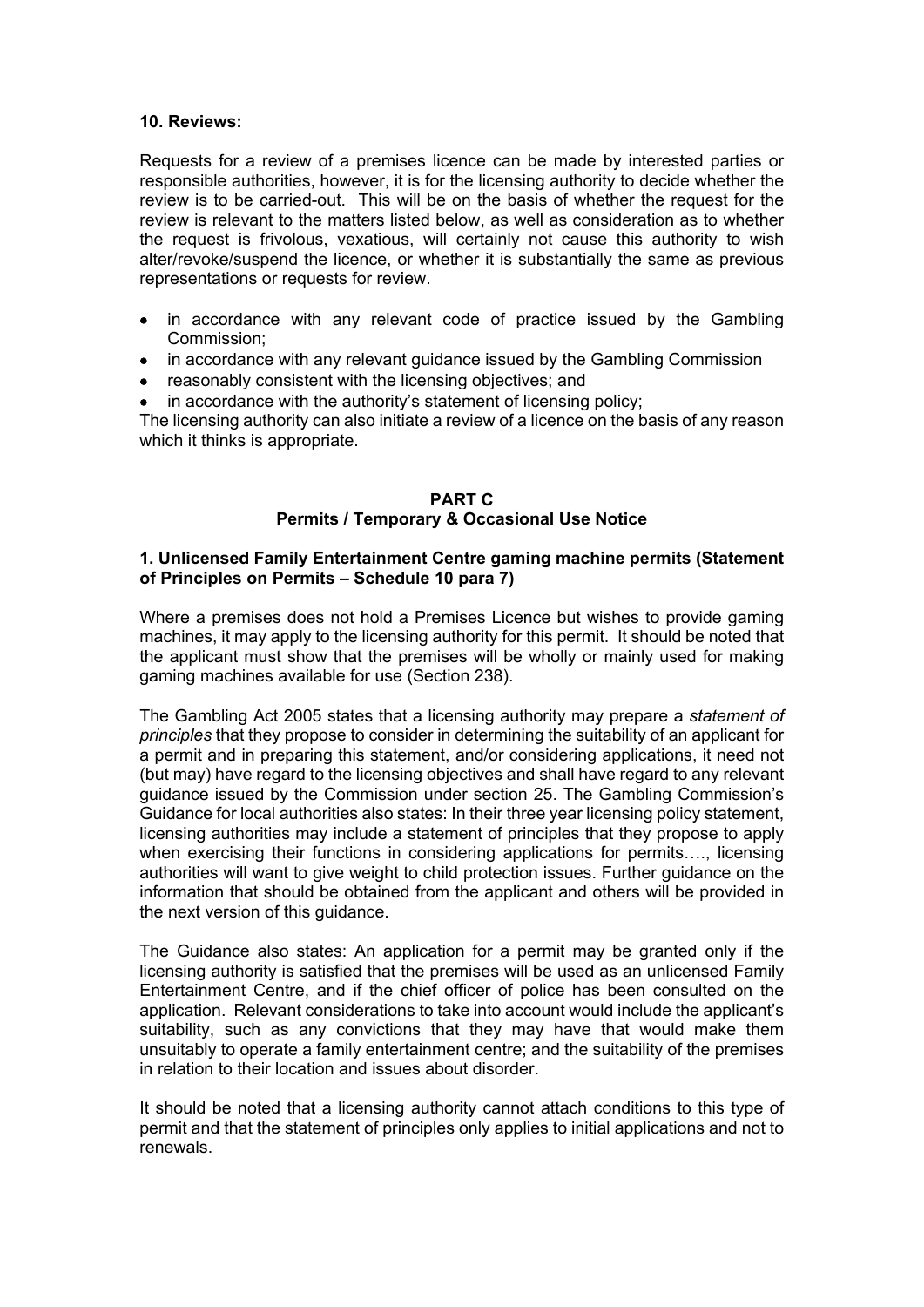**10. Reviews:**

Requests for a review of a premises licence can be made by interested parties or responsible authorities, however, it is for the licensing authority to decide whether the review is to be carried-out. This will be on the basis of whether the request for the review is relevant to the matters listed below, as well as consideration as to whether the request is frivolous, vexatious, will certainly not cause this authority to wish alter/revoke/suspend the licence, or whether it is substantially the same as previous representations or requests for review.

- in accordance with any relevant code of practice issued by the Gambling Commission;
- in accordance with any relevant guidance issued by the Gambling Commission
- reasonably consistent with the licensing objectives; and
- in accordance with the authority's statement of licensing policy;

The licensing authority can also initiate a review of a licence on the basis of any reason which it thinks is appropriate.

## PART C
## Permits / Temporary & Occasional Use Notice

**1. Unlicensed Family Entertainment Centre gaming machine permits (Statement of Principles on Permits – Schedule 10 para 7)**

Where a premises does not hold a Premises Licence but wishes to provide gaming machines, it may apply to the licensing authority for this permit. It should be noted that the applicant must show that the premises will be wholly or mainly used for making gaming machines available for use (Section 238).

The Gambling Act 2005 states that a licensing authority may prepare a *statement of principles* that they propose to consider in determining the suitability of an applicant for a permit and in preparing this statement, and/or considering applications, it need not (but may) have regard to the licensing objectives and shall have regard to any relevant guidance issued by the Commission under section 25. The Gambling Commission's Guidance for local authorities also states: In their three year licensing policy statement, licensing authorities may include a statement of principles that they propose to apply when exercising their functions in considering applications for permits…., licensing authorities will want to give weight to child protection issues. Further guidance on the information that should be obtained from the applicant and others will be provided in the next version of this guidance.

The Guidance also states: An application for a permit may be granted only if the licensing authority is satisfied that the premises will be used as an unlicensed Family Entertainment Centre, and if the chief officer of police has been consulted on the application. Relevant considerations to take into account would include the applicant's suitability, such as any convictions that they may have that would make them unsuitably to operate a family entertainment centre; and the suitability of the premises in relation to their location and issues about disorder.

It should be noted that a licensing authority cannot attach conditions to this type of permit and that the statement of principles only applies to initial applications and not to renewals.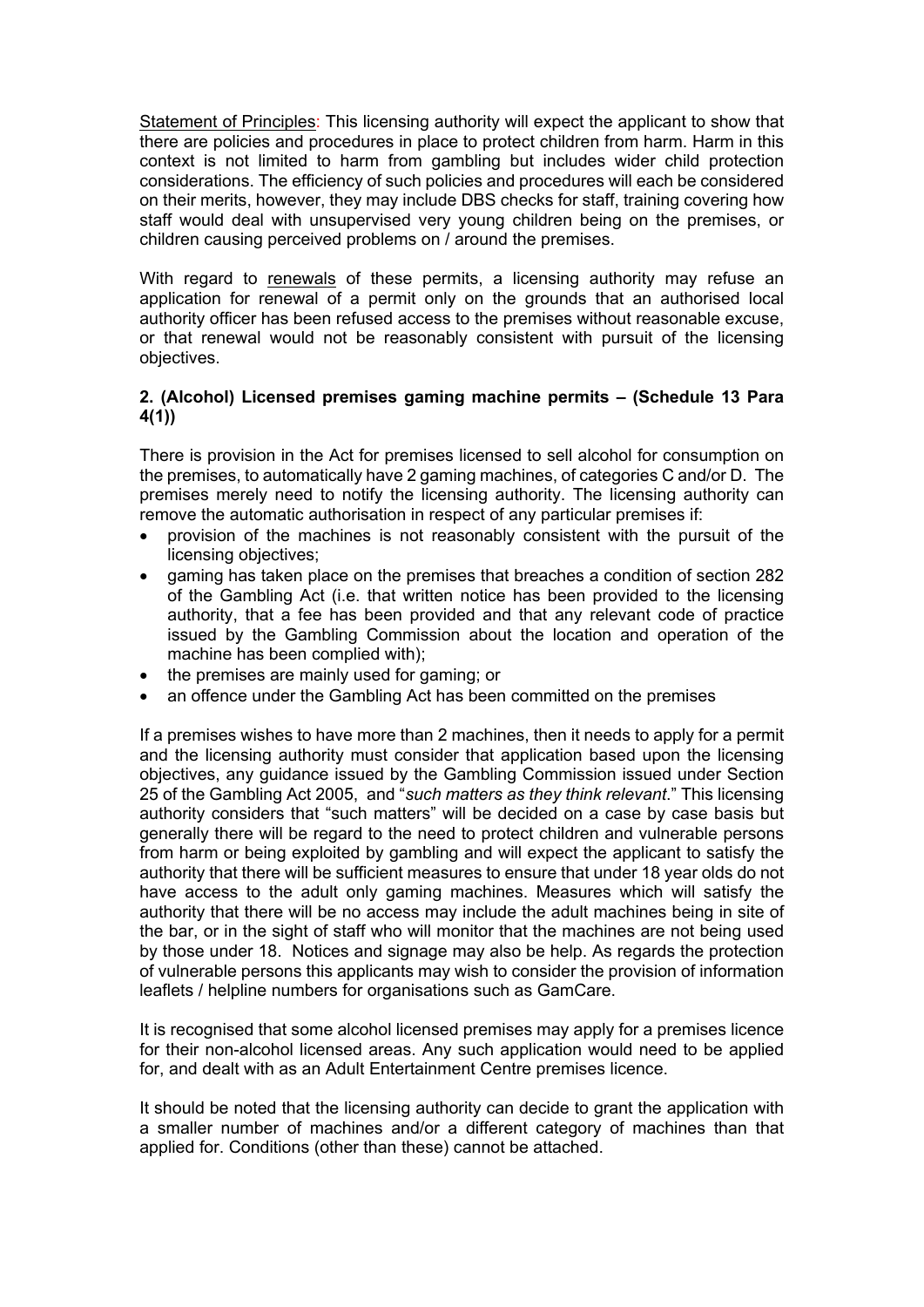Statement of Principles: This licensing authority will expect the applicant to show that there are policies and procedures in place to protect children from harm. Harm in this context is not limited to harm from gambling but includes wider child protection considerations. The efficiency of such policies and procedures will each be considered on their merits, however, they may include DBS checks for staff, training covering how staff would deal with unsupervised very young children being on the premises, or children causing perceived problems on / around the premises.

With regard to renewals of these permits, a licensing authority may refuse an application for renewal of a permit only on the grounds that an authorised local authority officer has been refused access to the premises without reasonable excuse, or that renewal would not be reasonably consistent with pursuit of the licensing objectives.

**2. (Alcohol) Licensed premises gaming machine permits – (Schedule 13 Para 4(1))**

There is provision in the Act for premises licensed to sell alcohol for consumption on the premises, to automatically have 2 gaming machines, of categories C and/or D. The premises merely need to notify the licensing authority. The licensing authority can remove the automatic authorisation in respect of any particular premises if:

- provision of the machines is not reasonably consistent with the pursuit of the licensing objectives;
- gaming has taken place on the premises that breaches a condition of section 282 of the Gambling Act (i.e. that written notice has been provided to the licensing authority, that a fee has been provided and that any relevant code of practice issued by the Gambling Commission about the location and operation of the machine has been complied with);
- the premises are mainly used for gaming; or
- an offence under the Gambling Act has been committed on the premises

If a premises wishes to have more than 2 machines, then it needs to apply for a permit and the licensing authority must consider that application based upon the licensing objectives, any guidance issued by the Gambling Commission issued under Section 25 of the Gambling Act 2005, and "*such matters as they think relevant*." This licensing authority considers that "such matters" will be decided on a case by case basis but generally there will be regard to the need to protect children and vulnerable persons from harm or being exploited by gambling and will expect the applicant to satisfy the authority that there will be sufficient measures to ensure that under 18 year olds do not have access to the adult only gaming machines. Measures which will satisfy the authority that there will be no access may include the adult machines being in site of the bar, or in the sight of staff who will monitor that the machines are not being used by those under 18. Notices and signage may also be help. As regards the protection of vulnerable persons this applicants may wish to consider the provision of information leaflets / helpline numbers for organisations such as GamCare.

It is recognised that some alcohol licensed premises may apply for a premises licence for their non-alcohol licensed areas. Any such application would need to be applied for, and dealt with as an Adult Entertainment Centre premises licence.

It should be noted that the licensing authority can decide to grant the application with a smaller number of machines and/or a different category of machines than that applied for. Conditions (other than these) cannot be attached.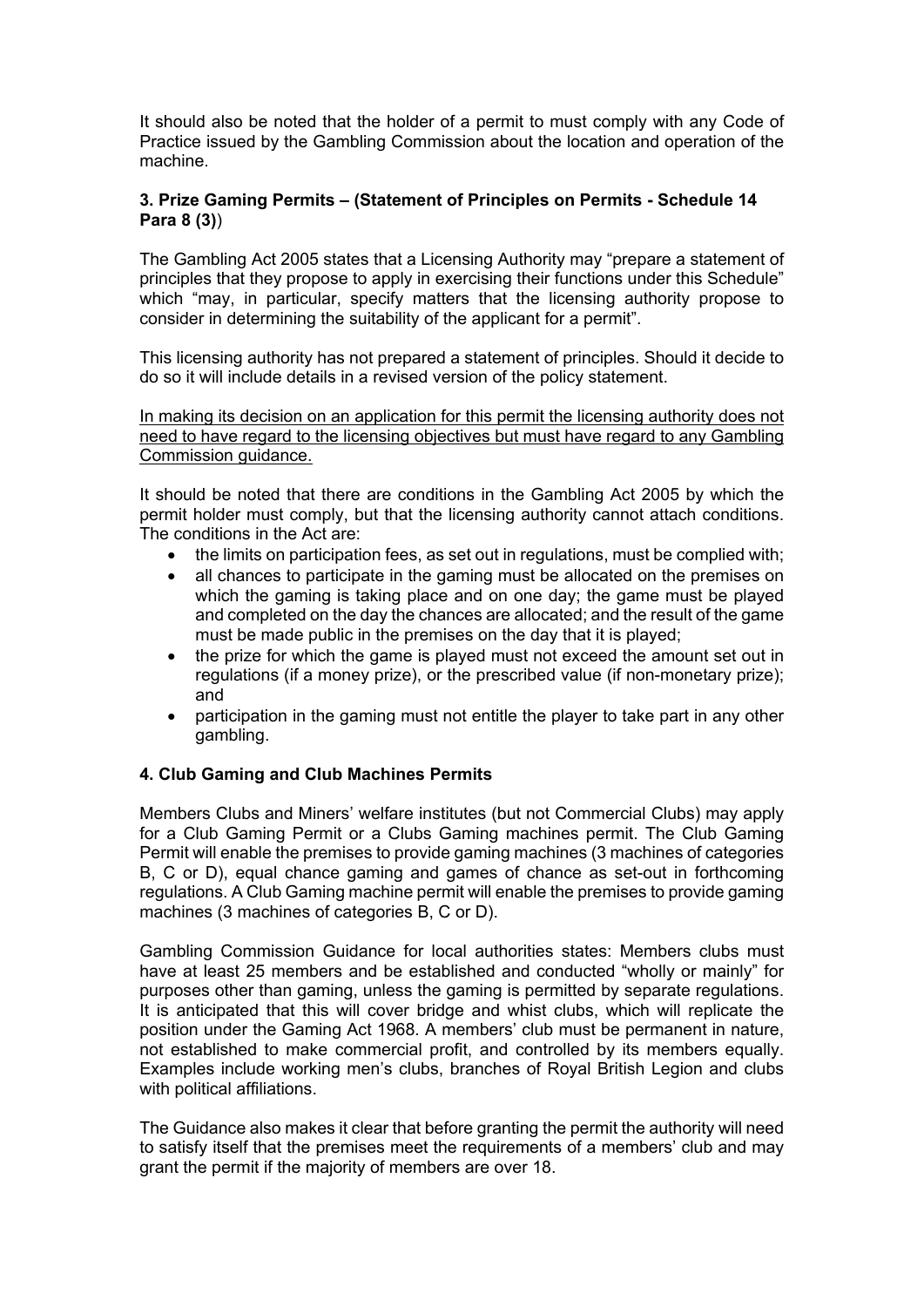It should also be noted that the holder of a permit to must comply with any Code of Practice issued by the Gambling Commission about the location and operation of the machine.

**3. Prize Gaming Permits – (Statement of Principles on Permits - Schedule 14 Para 8 (3)**)

The Gambling Act 2005 states that a Licensing Authority may "prepare a statement of principles that they propose to apply in exercising their functions under this Schedule" which "may, in particular, specify matters that the licensing authority propose to consider in determining the suitability of the applicant for a permit".

This licensing authority has not prepared a statement of principles. Should it decide to do so it will include details in a revised version of the policy statement.

<u>In making its decision on an application for this permit the licensing authority does not need to have regard to the licensing objectives but must have regard to any Gambling Commission guidance.</u>

It should be noted that there are conditions in the Gambling Act 2005 by which the permit holder must comply, but that the licensing authority cannot attach conditions. The conditions in the Act are:

- the limits on participation fees, as set out in regulations, must be complied with;
- all chances to participate in the gaming must be allocated on the premises on which the gaming is taking place and on one day; the game must be played and completed on the day the chances are allocated; and the result of the game must be made public in the premises on the day that it is played;
- the prize for which the game is played must not exceed the amount set out in regulations (if a money prize), or the prescribed value (if non-monetary prize); and
- participation in the gaming must not entitle the player to take part in any other gambling.

**4. Club Gaming and Club Machines Permits**

Members Clubs and Miners' welfare institutes (but not Commercial Clubs) may apply for a Club Gaming Permit or a Clubs Gaming machines permit. The Club Gaming Permit will enable the premises to provide gaming machines (3 machines of categories B, C or D), equal chance gaming and games of chance as set-out in forthcoming regulations. A Club Gaming machine permit will enable the premises to provide gaming machines (3 machines of categories B, C or D).

Gambling Commission Guidance for local authorities states: Members clubs must have at least 25 members and be established and conducted "wholly or mainly" for purposes other than gaming, unless the gaming is permitted by separate regulations. It is anticipated that this will cover bridge and whist clubs, which will replicate the position under the Gaming Act 1968. A members' club must be permanent in nature, not established to make commercial profit, and controlled by its members equally. Examples include working men's clubs, branches of Royal British Legion and clubs with political affiliations.

The Guidance also makes it clear that before granting the permit the authority will need to satisfy itself that the premises meet the requirements of a members' club and may grant the permit if the majority of members are over 18.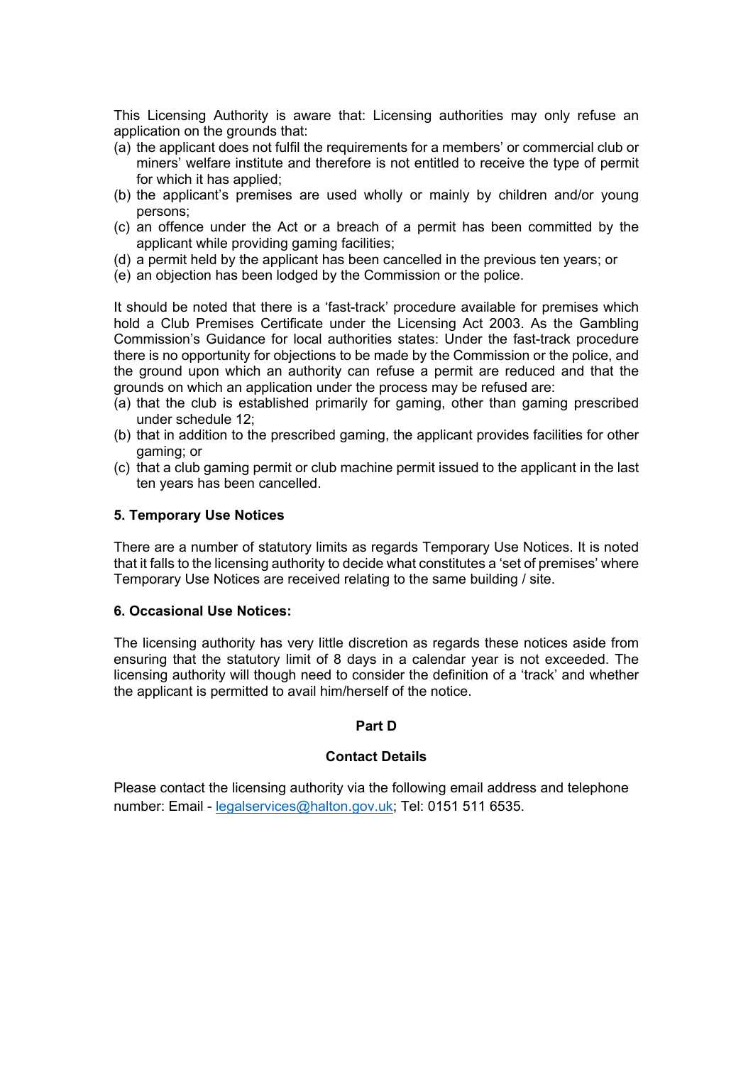This Licensing Authority is aware that: Licensing authorities may only refuse an application on the grounds that:

(a) the applicant does not fulfil the requirements for a members' or commercial club or miners' welfare institute and therefore is not entitled to receive the type of permit for which it has applied;
(b) the applicant's premises are used wholly or mainly by children and/or young persons;
(c) an offence under the Act or a breach of a permit has been committed by the applicant while providing gaming facilities;
(d) a permit held by the applicant has been cancelled in the previous ten years; or
(e) an objection has been lodged by the Commission or the police.

It should be noted that there is a 'fast-track' procedure available for premises which hold a Club Premises Certificate under the Licensing Act 2003. As the Gambling Commission's Guidance for local authorities states: Under the fast-track procedure there is no opportunity for objections to be made by the Commission or the police, and the ground upon which an authority can refuse a permit are reduced and that the grounds on which an application under the process may be refused are:

(a) that the club is established primarily for gaming, other than gaming prescribed under schedule 12;
(b) that in addition to the prescribed gaming, the applicant provides facilities for other gaming; or
(c) that a club gaming permit or club machine permit issued to the applicant in the last ten years has been cancelled.

**5. Temporary Use Notices**

There are a number of statutory limits as regards Temporary Use Notices. It is noted that it falls to the licensing authority to decide what constitutes a 'set of premises' where Temporary Use Notices are received relating to the same building / site.

**6. Occasional Use Notices:**

The licensing authority has very little discretion as regards these notices aside from ensuring that the statutory limit of 8 days in a calendar year is not exceeded. The licensing authority will though need to consider the definition of a 'track' and whether the applicant is permitted to avail him/herself of the notice.

## Part D

## Contact Details

Please contact the licensing authority via the following email address and telephone number: Email - legalservices@halton.gov.uk; Tel: 0151 511 6535.